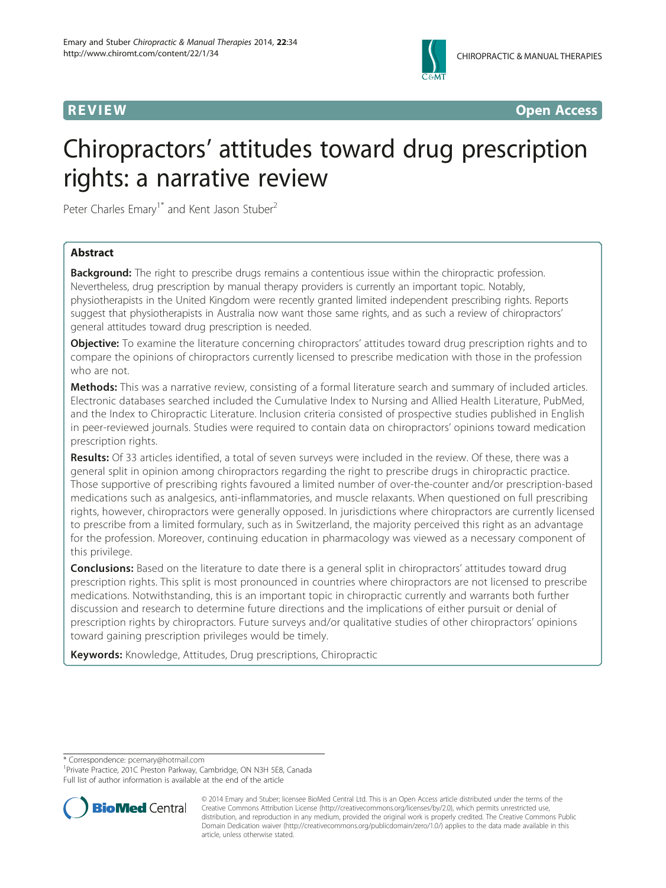REVIEW Open Access

# Chiropractors' attitudes toward drug prescription rights: a narrative review

Peter Charles Emary[1*] and Kent Jason Stuber[2]

## Abstract

**Background:** The right to prescribe drugs remains a contentious issue within the chiropractic profession. Nevertheless, drug prescription by manual therapy providers is currently an important topic. Notably, physiotherapists in the United Kingdom were recently granted limited independent prescribing rights. Reports suggest that physiotherapists in Australia now want those same rights, and as such a review of chiropractors' general attitudes toward drug prescription is needed.

**Objective:** To examine the literature concerning chiropractors' attitudes toward drug prescription rights and to compare the opinions of chiropractors currently licensed to prescribe medication with those in the profession who are not.

**Methods:** This was a narrative review, consisting of a formal literature search and summary of included articles. Electronic databases searched included the Cumulative Index to Nursing and Allied Health Literature, PubMed, and the Index to Chiropractic Literature. Inclusion criteria consisted of prospective studies published in English in peer-reviewed journals. Studies were required to contain data on chiropractors' opinions toward medication prescription rights.

**Results:** Of 33 articles identified, a total of seven surveys were included in the review. Of these, there was a general split in opinion among chiropractors regarding the right to prescribe drugs in chiropractic practice. Those supportive of prescribing rights favoured a limited number of over-the-counter and/or prescription-based medications such as analgesics, anti-inflammatories, and muscle relaxants. When questioned on full prescribing rights, however, chiropractors were generally opposed. In jurisdictions where chiropractors are currently licensed to prescribe from a limited formulary, such as in Switzerland, the majority perceived this right as an advantage for the profession. Moreover, continuing education in pharmacology was viewed as a necessary component of this privilege.

**Conclusions:** Based on the literature to date there is a general split in chiropractors' attitudes toward drug prescription rights. This split is most pronounced in countries where chiropractors are not licensed to prescribe medications. Notwithstanding, this is an important topic in chiropractic currently and warrants both further discussion and research to determine future directions and the implications of either pursuit or denial of prescription rights by chiropractors. Future surveys and/or qualitative studies of other chiropractors' opinions toward gaining prescription privileges would be timely.

**Keywords:** Knowledge, Attitudes, Drug prescriptions, Chiropractic

---

\* Correspondence: pcemary@hotmail.com
[1]Private Practice, 201C Preston Parkway, Cambridge, ON N3H 5E8, Canada
Full list of author information is available at the end of the article

© 2014 Emary and Stuber; licensee BioMed Central Ltd. This is an Open Access article distributed under the terms of the Creative Commons Attribution License (http://creativecommons.org/licenses/by/2.0), which permits unrestricted use, distribution, and reproduction in any medium, provided the original work is properly credited. The Creative Commons Public Domain Dedication waiver (http://creativecommons.org/publicdomain/zero/1.0/) applies to the data made available in this article, unless otherwise stated.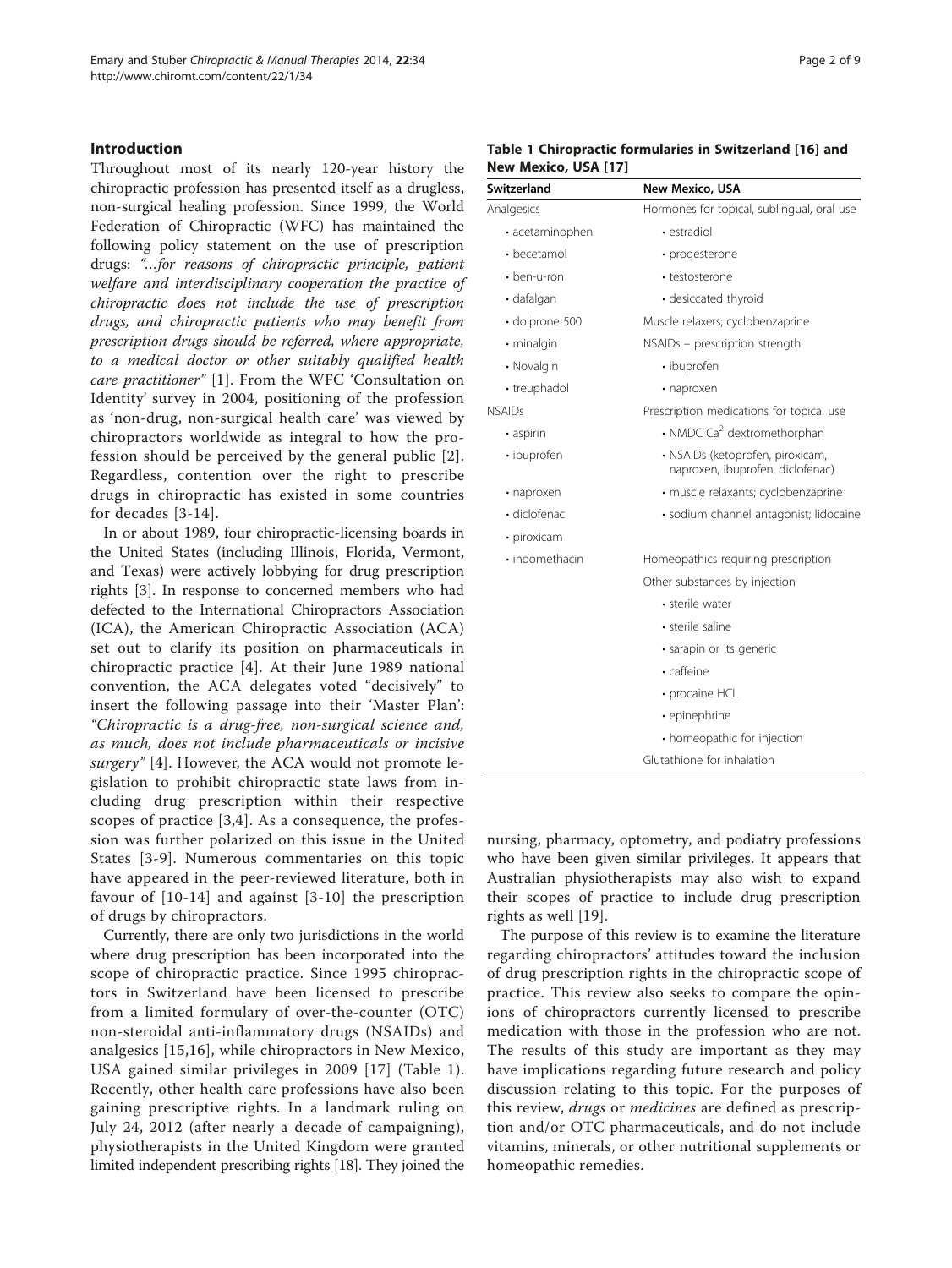## Introduction

Throughout most of its nearly 120-year history the chiropractic profession has presented itself as a drugless, non-surgical healing profession. Since 1999, the World Federation of Chiropractic (WFC) has maintained the following policy statement on the use of prescription drugs: *"…for reasons of chiropractic principle, patient welfare and interdisciplinary cooperation the practice of chiropractic does not include the use of prescription drugs, and chiropractic patients who may benefit from prescription drugs should be referred, where appropriate, to a medical doctor or other suitably qualified health care practitioner"* [1]. From the WFC 'Consultation on Identity' survey in 2004, positioning of the profession as 'non-drug, non-surgical health care' was viewed by chiropractors worldwide as integral to how the profession should be perceived by the general public [2]. Regardless, contention over the right to prescribe drugs in chiropractic has existed in some countries for decades [3-14].

In or about 1989, four chiropractic-licensing boards in the United States (including Illinois, Florida, Vermont, and Texas) were actively lobbying for drug prescription rights [3]. In response to concerned members who had defected to the International Chiropractors Association (ICA), the American Chiropractic Association (ACA) set out to clarify its position on pharmaceuticals in chiropractic practice [4]. At their June 1989 national convention, the ACA delegates voted "decisively" to insert the following passage into their 'Master Plan': *"Chiropractic is a drug-free, non-surgical science and, as much, does not include pharmaceuticals or incisive surgery"* [4]. However, the ACA would not promote legislation to prohibit chiropractic state laws from including drug prescription within their respective scopes of practice [3,4]. As a consequence, the profession was further polarized on this issue in the United States [3-9]. Numerous commentaries on this topic have appeared in the peer-reviewed literature, both in favour of [10-14] and against [3-10] the prescription of drugs by chiropractors.

Currently, there are only two jurisdictions in the world where drug prescription has been incorporated into the scope of chiropractic practice. Since 1995 chiropractors in Switzerland have been licensed to prescribe from a limited formulary of over-the-counter (OTC) non-steroidal anti-inflammatory drugs (NSAIDs) and analgesics [15,16], while chiropractors in New Mexico, USA gained similar privileges in 2009 [17] (Table 1). Recently, other health care professions have also been gaining prescriptive rights. In a landmark ruling on July 24, 2012 (after nearly a decade of campaigning), physiotherapists in the United Kingdom were granted limited independent prescribing rights [18]. They joined the nursing, pharmacy, optometry, and podiatry professions who have been given similar privileges. It appears that Australian physiotherapists may also wish to expand their scopes of practice to include drug prescription rights as well [19].

**Table 1 Chiropractic formularies in Switzerland [16] and New Mexico, USA [17]**

| Switzerland | New Mexico, USA |
|---|---|
| Analgesics | Hormones for topical, sublingual, oral use |
| • acetaminophen | • estradiol |
| • becetamol | • progesterone |
| • ben-u-ron | • testosterone |
| • dafalgan | • desiccated thyroid |
| • dolprone 500 | Muscle relaxers; cyclobenzaprine |
| • minalgin | NSAIDs – prescription strength |
| • Novalgin | • ibuprofen |
| • treuphadol | • naproxen |
| NSAIDs | Prescription medications for topical use |
| • aspirin | • NMDC $Ca^2$ dextromethorphan |
| • ibuprofen | • NSAIDs (ketoprofen, piroxicam, naproxen, ibuprofen, diclofenac) |
| • naproxen | • muscle relaxants; cyclobenzaprine |
| • diclofenac | • sodium channel antagonist; lidocaine |
| • piroxicam | |
| • indomethacin | Homeopathics requiring prescription |
| | Other substances by injection |
| | • sterile water |
| | • sterile saline |
| | • sarapin or its generic |
| | • caffeine |
| | • procaine HCL |
| | • epinephrine |
| | • homeopathic for injection |
| | Glutathione for inhalation |

The purpose of this review is to examine the literature regarding chiropractors' attitudes toward the inclusion of drug prescription rights in the chiropractic scope of practice. This review also seeks to compare the opinions of chiropractors currently licensed to prescribe medication with those in the profession who are not. The results of this study are important as they may have implications regarding future research and policy discussion relating to this topic. For the purposes of this review, *drugs* or *medicines* are defined as prescription and/or OTC pharmaceuticals, and do not include vitamins, minerals, or other nutritional supplements or homeopathic remedies.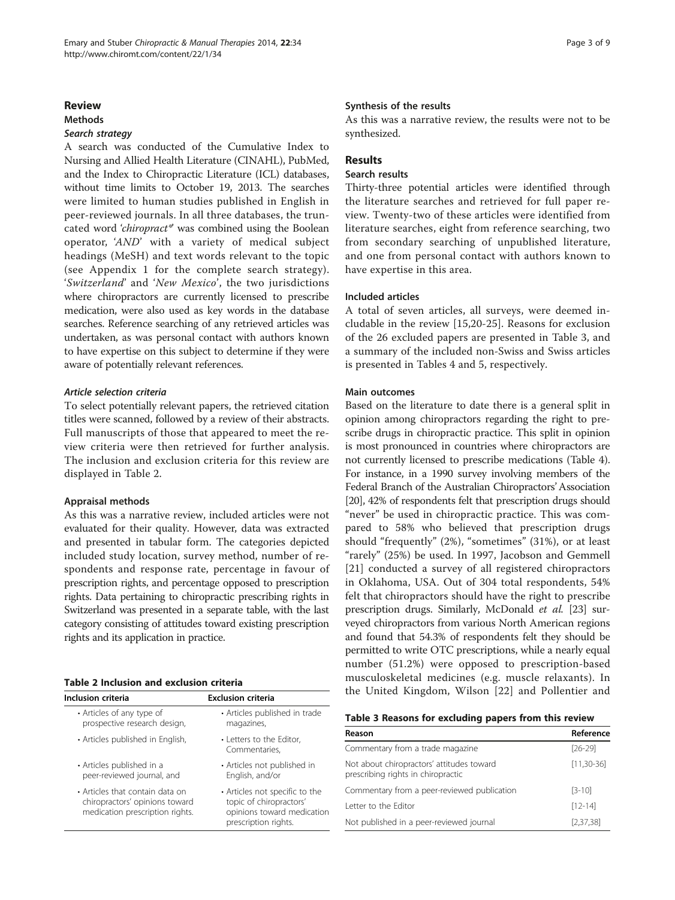## Review

### Methods

#### *Search strategy*

A search was conducted of the Cumulative Index to Nursing and Allied Health Literature (CINAHL), PubMed, and the Index to Chiropractic Literature (ICL) databases, without time limits to October 19, 2013. The searches were limited to human studies published in English in peer-reviewed journals. In all three databases, the truncated word *'chiropract*'* was combined using the Boolean operator, *'AND'* with a variety of medical subject headings (MeSH) and text words relevant to the topic (see Appendix 1 for the complete search strategy). *'Switzerland'* and *'New Mexico'*, the two jurisdictions where chiropractors are currently licensed to prescribe medication, were also used as key words in the database searches. Reference searching of any retrieved articles was undertaken, as was personal contact with authors known to have expertise on this subject to determine if they were aware of potentially relevant references.

#### *Article selection criteria*

To select potentially relevant papers, the retrieved citation titles were scanned, followed by a review of their abstracts. Full manuscripts of those that appeared to meet the review criteria were then retrieved for further analysis. The inclusion and exclusion criteria for this review are displayed in Table 2.

#### Appraisal methods

As this was a narrative review, included articles were not evaluated for their quality. However, data was extracted and presented in tabular form. The categories depicted included study location, survey method, number of respondents and response rate, percentage in favour of prescription rights, and percentage opposed to prescription rights. Data pertaining to chiropractic prescribing rights in Switzerland was presented in a separate table, with the last category consisting of attitudes toward existing prescription rights and its application in practice.

**Table 2 Inclusion and exclusion criteria**

| Inclusion criteria | Exclusion criteria |
|---|---|
| • Articles of any type of prospective research design, | • Articles published in trade magazines, |
| • Articles published in English, | • Letters to the Editor, Commentaries, |
| • Articles published in a peer-reviewed journal, and | • Articles not published in English, and/or |
| • Articles that contain data on chiropractors' opinions toward medication prescription rights. | • Articles not specific to the topic of chiropractors' opinions toward medication prescription rights. |

#### Synthesis of the results

As this was a narrative review, the results were not to be synthesized.

### Results

#### Search results

Thirty-three potential articles were identified through the literature searches and retrieved for full paper review. Twenty-two of these articles were identified from literature searches, eight from reference searching, two from secondary searching of unpublished literature, and one from personal contact with authors known to have expertise in this area.

#### Included articles

A total of seven articles, all surveys, were deemed includable in the review [15,20-25]. Reasons for exclusion of the 26 excluded papers are presented in Table 3, and a summary of the included non-Swiss and Swiss articles is presented in Tables 4 and 5, respectively.

#### Main outcomes

Based on the literature to date there is a general split in opinion among chiropractors regarding the right to prescribe drugs in chiropractic practice. This split in opinion is most pronounced in countries where chiropractors are not currently licensed to prescribe medications (Table 4). For instance, in a 1990 survey involving members of the Federal Branch of the Australian Chiropractors' Association [20], 42% of respondents felt that prescription drugs should "never" be used in chiropractic practice. This was compared to 58% who believed that prescription drugs should "frequently" (2%), "sometimes" (31%), or at least "rarely" (25%) be used. In 1997, Jacobson and Gemmell [21] conducted a survey of all registered chiropractors in Oklahoma, USA. Out of 304 total respondents, 54% felt that chiropractors should have the right to prescribe prescription drugs. Similarly, McDonald *et al.* [23] surveyed chiropractors from various North American regions and found that 54.3% of respondents felt they should be permitted to write OTC prescriptions, while a nearly equal number (51.2%) were opposed to prescription-based musculoskeletal medicines (e.g. muscle relaxants). In the United Kingdom, Wilson [22] and Pollentier and

**Table 3 Reasons for excluding papers from this review**

| Reason | Reference |
|---|---|
| Commentary from a trade magazine | [26-29] |
| Not about chiropractors' attitudes toward prescribing rights in chiropractic | [11,30-36] |
| Commentary from a peer-reviewed publication | [3-10] |
| Letter to the Editor | [12-14] |
| Not published in a peer-reviewed journal | [2,37,38] |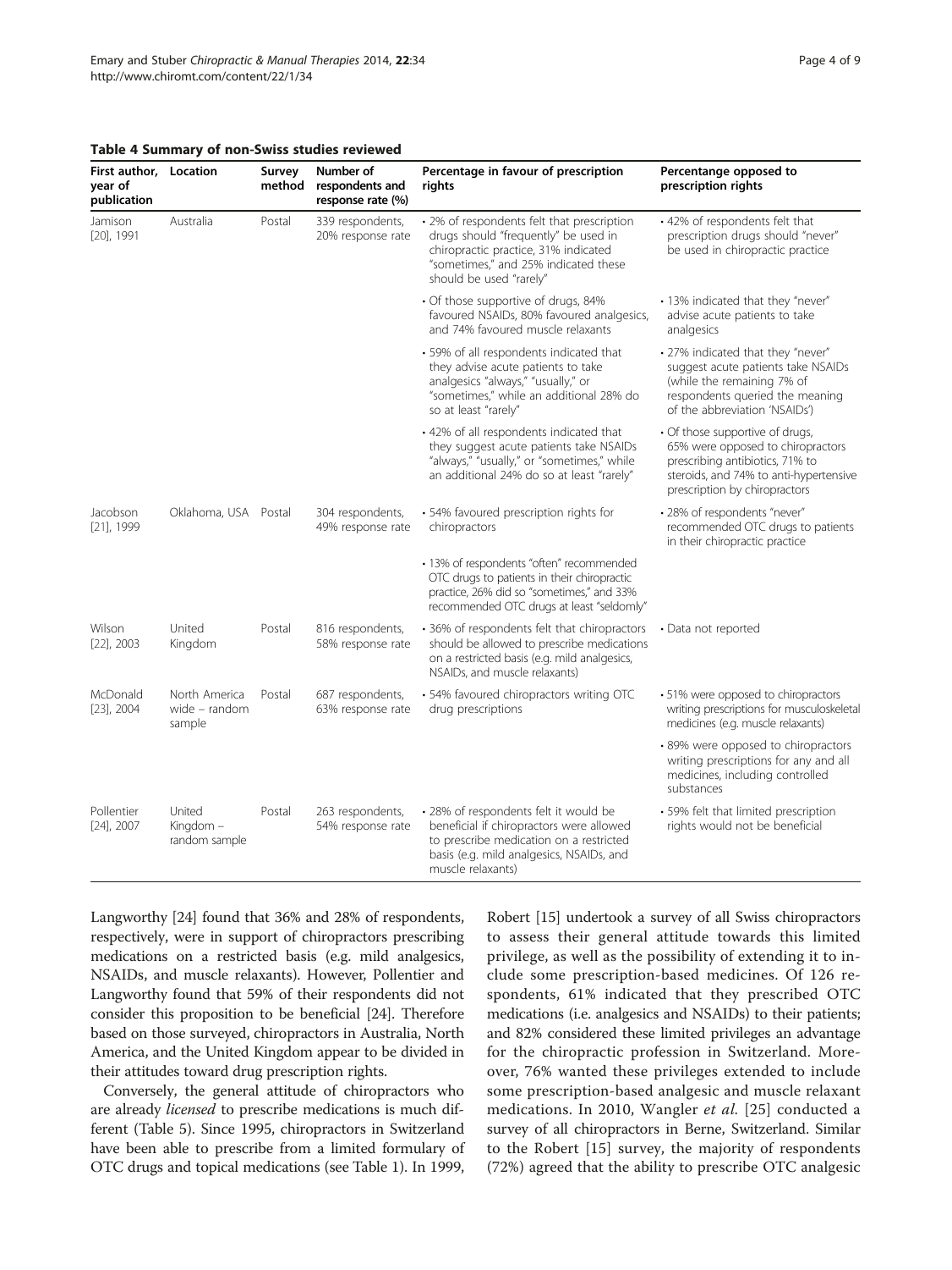**Table 4 Summary of non-Swiss studies reviewed**

| First author, year of publication | Location | Survey method | Number of respondents and response rate (%) | Percentage in favour of prescription rights | Percentange opposed to prescription rights |
|---|---|---|---|---|---|
| Jamison [20], 1991 | Australia | Postal | 339 respondents, 20% response rate | • 2% of respondents felt that prescription drugs should "frequently" be used in chiropractic practice, 31% indicated "sometimes," and 25% indicated these should be used "rarely" | • 42% of respondents felt that prescription drugs should "never" be used in chiropractic practice |
| | | | | • Of those supportive of drugs, 84% favoured NSAIDs, 80% favoured analgesics, and 74% favoured muscle relaxants | • 13% indicated that they "never" advise acute patients to take analgesics |
| | | | | • 59% of all respondents indicated that they advise acute patients to take analgesics "always," "usually," or "sometimes," while an additional 28% do so at least "rarely" | • 27% indicated that they "never" suggest acute patients take NSAIDs (while the remaining 7% of respondents queried the meaning of the abbreviation 'NSAIDs') |
| | | | | • 42% of all respondents indicated that they suggest acute patients take NSAIDs "always," "usually," or "sometimes," while an additional 24% do so at least "rarely" | • Of those supportive of drugs, 65% were opposed to chiropractors prescribing antibiotics, 71% to steroids, and 74% to anti-hypertensive prescription by chiropractors |
| Jacobson [21], 1999 | Oklahoma, USA | Postal | 304 respondents, 49% response rate | • 54% favoured prescription rights for chiropractors | • 28% of respondents "never" recommended OTC drugs to patients in their chiropractic practice |
| | | | | • 13% of respondents "often" recommended OTC drugs to patients in their chiropractic practice, 26% did so "sometimes," and 33% recommended OTC drugs at least "seldomly" | |
| Wilson [22], 2003 | United Kingdom | Postal | 816 respondents, 58% response rate | • 36% of respondents felt that chiropractors should be allowed to prescribe medications on a restricted basis (e.g. mild analgesics, NSAIDs, and muscle relaxants) | • Data not reported |
| McDonald [23], 2004 | North America wide – random sample | Postal | 687 respondents, 63% response rate | • 54% favoured chiropractors writing OTC drug prescriptions | • 51% were opposed to chiropractors writing prescriptions for musculoskeletal medicines (e.g. muscle relaxants) |
| | | | | | • 89% were opposed to chiropractors writing prescriptions for any and all medicines, including controlled substances |
| Pollentier [24], 2007 | United Kingdom – random sample | Postal | 263 respondents, 54% response rate | • 28% of respondents felt it would be beneficial if chiropractors were allowed to prescribe medication on a restricted basis (e.g. mild analgesics, NSAIDs, and muscle relaxants) | • 59% felt that limited prescription rights would not be beneficial |

Langworthy [24] found that 36% and 28% of respondents, respectively, were in support of chiropractors prescribing medications on a restricted basis (e.g. mild analgesics, NSAIDs, and muscle relaxants). However, Pollentier and Langworthy found that 59% of their respondents did not consider this proposition to be beneficial [24]. Therefore based on those surveyed, chiropractors in Australia, North America, and the United Kingdom appear to be divided in their attitudes toward drug prescription rights.

Conversely, the general attitude of chiropractors who are already *licensed* to prescribe medications is much different (Table 5). Since 1995, chiropractors in Switzerland have been able to prescribe from a limited formulary of OTC drugs and topical medications (see Table 1). In 1999, Robert [15] undertook a survey of all Swiss chiropractors to assess their general attitude towards this limited privilege, as well as the possibility of extending it to include some prescription-based medicines. Of 126 respondents, 61% indicated that they prescribed OTC medications (i.e. analgesics and NSAIDs) to their patients; and 82% considered these limited privileges an advantage for the chiropractic profession in Switzerland. Moreover, 76% wanted these privileges extended to include some prescription-based analgesic and muscle relaxant medications. In 2010, Wangler *et al*. [25] conducted a survey of all chiropractors in Berne, Switzerland. Similar to the Robert [15] survey, the majority of respondents (72%) agreed that the ability to prescribe OTC analgesic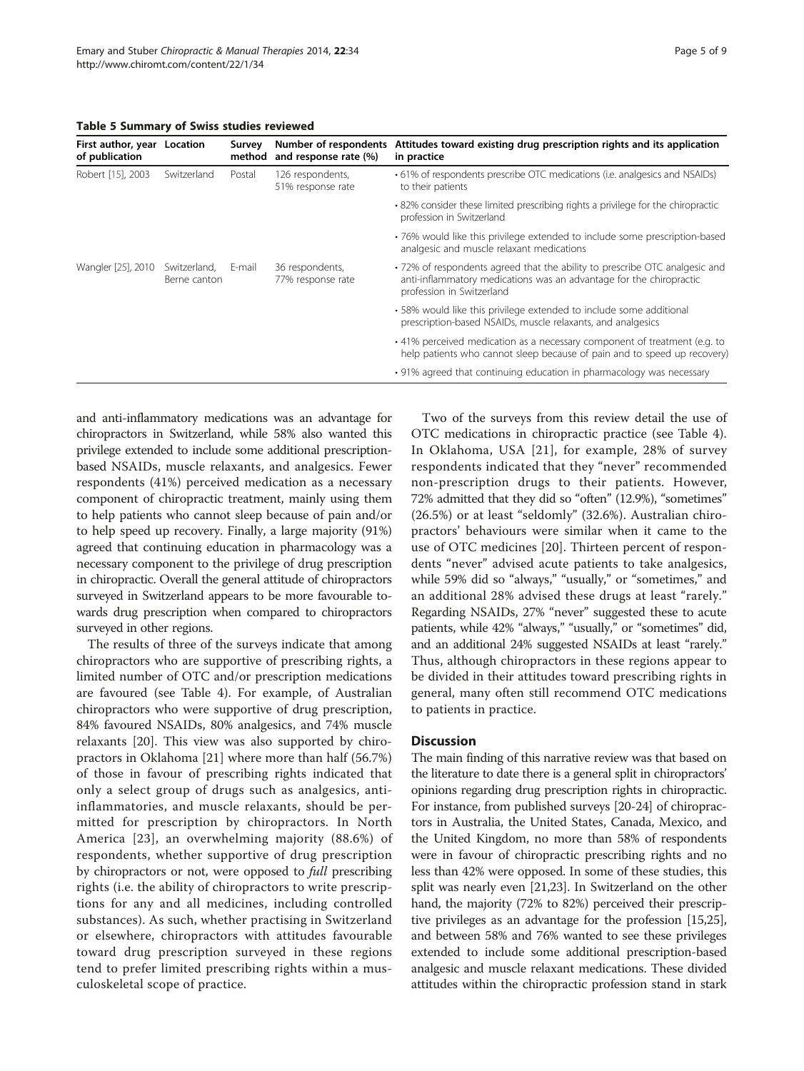**Table 5 Summary of Swiss studies reviewed**

| First author, year of publication | Location | Survey method | Number of respondents and response rate (%) | Attitudes toward existing drug prescription rights and its application in practice |
|---|---|---|---|---|
| Robert [15], 2003 | Switzerland | Postal | 126 respondents, 51% response rate | • 61% of respondents prescribe OTC medications (i.e. analgesics and NSAIDs) to their patients |
| | | | | • 82% consider these limited prescribing rights a privilege for the chiropractic profession in Switzerland |
| | | | | • 76% would like this privilege extended to include some prescription-based analgesic and muscle relaxant medications |
| Wangler [25], 2010 | Switzerland, Berne canton | E-mail | 36 respondents, 77% response rate | • 72% of respondents agreed that the ability to prescribe OTC analgesic and anti-inflammatory medications was an advantage for the chiropractic profession in Switzerland |
| | | | | • 58% would like this privilege extended to include some additional prescription-based NSAIDs, muscle relaxants, and analgesics |
| | | | | • 41% perceived medication as a necessary component of treatment (e.g. to help patients who cannot sleep because of pain and to speed up recovery) |
| | | | | • 91% agreed that continuing education in pharmacology was necessary |

and anti-inflammatory medications was an advantage for chiropractors in Switzerland, while 58% also wanted this privilege extended to include some additional prescription-based NSAIDs, muscle relaxants, and analgesics. Fewer respondents (41%) perceived medication as a necessary component of chiropractic treatment, mainly using them to help patients who cannot sleep because of pain and/or to help speed up recovery. Finally, a large majority (91%) agreed that continuing education in pharmacology was a necessary component to the privilege of drug prescription in chiropractic. Overall the general attitude of chiropractors surveyed in Switzerland appears to be more favourable towards drug prescription when compared to chiropractors surveyed in other regions.

The results of three of the surveys indicate that among chiropractors who are supportive of prescribing rights, a limited number of OTC and/or prescription medications are favoured (see Table 4). For example, of Australian chiropractors who were supportive of drug prescription, 84% favoured NSAIDs, 80% analgesics, and 74% muscle relaxants [20]. This view was also supported by chiropractors in Oklahoma [21] where more than half (56.7%) of those in favour of prescribing rights indicated that only a select group of drugs such as analgesics, anti-inflammatories, and muscle relaxants, should be permitted for prescription by chiropractors. In North America [23], an overwhelming majority (88.6%) of respondents, whether supportive of drug prescription by chiropractors or not, were opposed to *full* prescribing rights (i.e. the ability of chiropractors to write prescriptions for any and all medicines, including controlled substances). As such, whether practising in Switzerland or elsewhere, chiropractors with attitudes favourable toward drug prescription surveyed in these regions tend to prefer limited prescribing rights within a musculoskeletal scope of practice.

Two of the surveys from this review detail the use of OTC medications in chiropractic practice (see Table 4). In Oklahoma, USA [21], for example, 28% of survey respondents indicated that they "never" recommended non-prescription drugs to their patients. However, 72% admitted that they did so "often" (12.9%), "sometimes" (26.5%) or at least "seldomly" (32.6%). Australian chiropractors' behaviours were similar when it came to the use of OTC medicines [20]. Thirteen percent of respondents "never" advised acute patients to take analgesics, while 59% did so "always," "usually," or "sometimes," and an additional 28% advised these drugs at least "rarely." Regarding NSAIDs, 27% "never" suggested these to acute patients, while 42% "always," "usually," or "sometimes" did, and an additional 24% suggested NSAIDs at least "rarely." Thus, although chiropractors in these regions appear to be divided in their attitudes toward prescribing rights in general, many often still recommend OTC medications to patients in practice.

## Discussion

The main finding of this narrative review was that based on the literature to date there is a general split in chiropractors' opinions regarding drug prescription rights in chiropractic. For instance, from published surveys [20-24] of chiropractors in Australia, the United States, Canada, Mexico, and the United Kingdom, no more than 58% of respondents were in favour of chiropractic prescribing rights and no less than 42% were opposed. In some of these studies, this split was nearly even [21,23]. In Switzerland on the other hand, the majority (72% to 82%) perceived their prescriptive privileges as an advantage for the profession [15,25], and between 58% and 76% wanted to see these privileges extended to include some additional prescription-based analgesic and muscle relaxant medications. These divided attitudes within the chiropractic profession stand in stark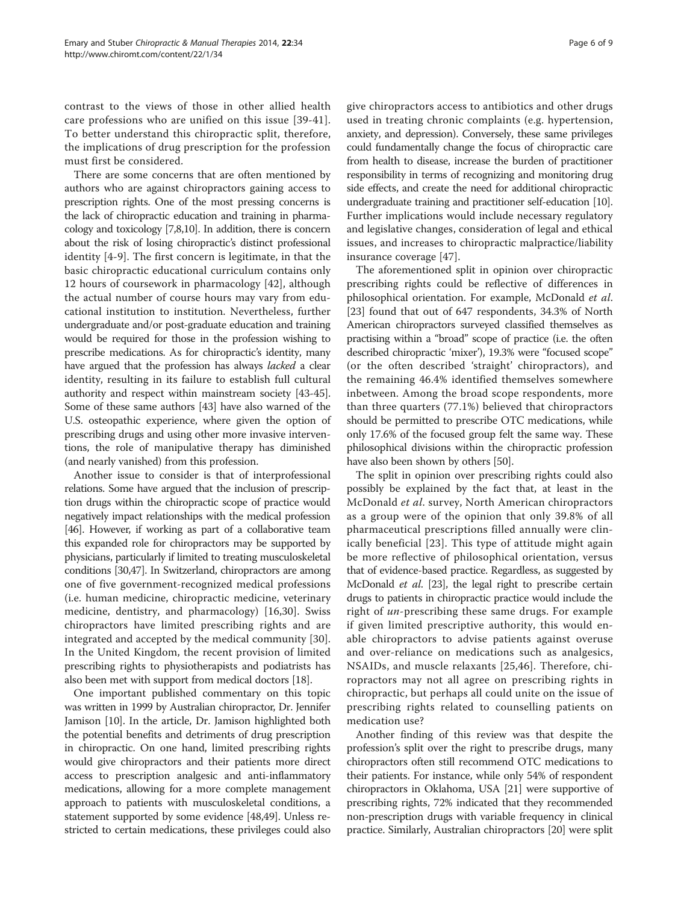contrast to the views of those in other allied health care professions who are unified on this issue [39-41]. To better understand this chiropractic split, therefore, the implications of drug prescription for the profession must first be considered.

There are some concerns that are often mentioned by authors who are against chiropractors gaining access to prescription rights. One of the most pressing concerns is the lack of chiropractic education and training in pharmacology and toxicology [7,8,10]. In addition, there is concern about the risk of losing chiropractic's distinct professional identity [4-9]. The first concern is legitimate, in that the basic chiropractic educational curriculum contains only 12 hours of coursework in pharmacology [42], although the actual number of course hours may vary from educational institution to institution. Nevertheless, further undergraduate and/or post-graduate education and training would be required for those in the profession wishing to prescribe medications. As for chiropractic's identity, many have argued that the profession has always *lacked* a clear identity, resulting in its failure to establish full cultural authority and respect within mainstream society [43-45]. Some of these same authors [43] have also warned of the U.S. osteopathic experience, where given the option of prescribing drugs and using other more invasive interventions, the role of manipulative therapy has diminished (and nearly vanished) from this profession.

Another issue to consider is that of interprofessional relations. Some have argued that the inclusion of prescription drugs within the chiropractic scope of practice would negatively impact relationships with the medical profession [46]. However, if working as part of a collaborative team this expanded role for chiropractors may be supported by physicians, particularly if limited to treating musculoskeletal conditions [30,47]. In Switzerland, chiropractors are among one of five government-recognized medical professions (i.e. human medicine, chiropractic medicine, veterinary medicine, dentistry, and pharmacology) [16,30]. Swiss chiropractors have limited prescribing rights and are integrated and accepted by the medical community [30]. In the United Kingdom, the recent provision of limited prescribing rights to physiotherapists and podiatrists has also been met with support from medical doctors [18].

One important published commentary on this topic was written in 1999 by Australian chiropractor, Dr. Jennifer Jamison [10]. In the article, Dr. Jamison highlighted both the potential benefits and detriments of drug prescription in chiropractic. On one hand, limited prescribing rights would give chiropractors and their patients more direct access to prescription analgesic and anti-inflammatory medications, allowing for a more complete management approach to patients with musculoskeletal conditions, a statement supported by some evidence [48,49]. Unless restricted to certain medications, these privileges could also give chiropractors access to antibiotics and other drugs used in treating chronic complaints (e.g. hypertension, anxiety, and depression). Conversely, these same privileges could fundamentally change the focus of chiropractic care from health to disease, increase the burden of practitioner responsibility in terms of recognizing and monitoring drug side effects, and create the need for additional chiropractic undergraduate training and practitioner self-education [10]. Further implications would include necessary regulatory and legislative changes, consideration of legal and ethical issues, and increases to chiropractic malpractice/liability insurance coverage [47].

The aforementioned split in opinion over chiropractic prescribing rights could be reflective of differences in philosophical orientation. For example, McDonald *et al.* [23] found that out of 647 respondents, 34.3% of North American chiropractors surveyed classified themselves as practising within a "broad" scope of practice (i.e. the often described chiropractic 'mixer'), 19.3% were "focused scope" (or the often described 'straight' chiropractors), and the remaining 46.4% identified themselves somewhere inbetween. Among the broad scope respondents, more than three quarters (77.1%) believed that chiropractors should be permitted to prescribe OTC medications, while only 17.6% of the focused group felt the same way. These philosophical divisions within the chiropractic profession have also been shown by others [50].

The split in opinion over prescribing rights could also possibly be explained by the fact that, at least in the McDonald *et al.* survey, North American chiropractors as a group were of the opinion that only 39.8% of all pharmaceutical prescriptions filled annually were clinically beneficial [23]. This type of attitude might again be more reflective of philosophical orientation, versus that of evidence-based practice. Regardless, as suggested by McDonald *et al.* [23], the legal right to prescribe certain drugs to patients in chiropractic practice would include the right of *un*-prescribing these same drugs. For example if given limited prescriptive authority, this would enable chiropractors to advise patients against overuse and over-reliance on medications such as analgesics, NSAIDs, and muscle relaxants [25,46]. Therefore, chiropractors may not all agree on prescribing rights in chiropractic, but perhaps all could unite on the issue of prescribing rights related to counselling patients on medication use?

Another finding of this review was that despite the profession's split over the right to prescribe drugs, many chiropractors often still recommend OTC medications to their patients. For instance, while only 54% of respondent chiropractors in Oklahoma, USA [21] were supportive of prescribing rights, 72% indicated that they recommended non-prescription drugs with variable frequency in clinical practice. Similarly, Australian chiropractors [20] were split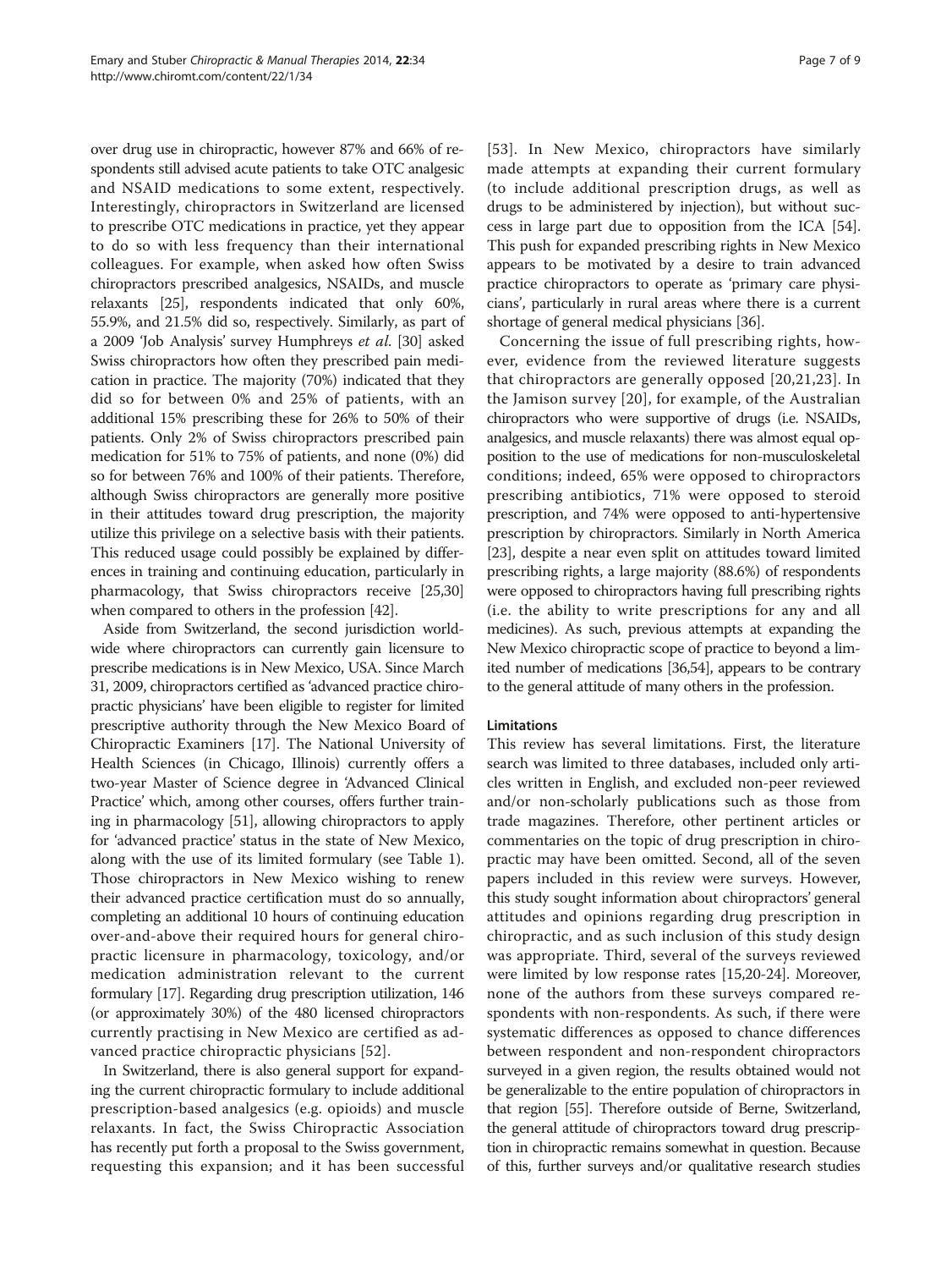over drug use in chiropractic, however 87% and 66% of respondents still advised acute patients to take OTC analgesic and NSAID medications to some extent, respectively. Interestingly, chiropractors in Switzerland are licensed to prescribe OTC medications in practice, yet they appear to do so with less frequency than their international colleagues. For example, when asked how often Swiss chiropractors prescribed analgesics, NSAIDs, and muscle relaxants [25], respondents indicated that only 60%, 55.9%, and 21.5% did so, respectively. Similarly, as part of a 2009 'Job Analysis' survey Humphreys *et al*. [30] asked Swiss chiropractors how often they prescribed pain medication in practice. The majority (70%) indicated that they did so for between 0% and 25% of patients, with an additional 15% prescribing these for 26% to 50% of their patients. Only 2% of Swiss chiropractors prescribed pain medication for 51% to 75% of patients, and none (0%) did so for between 76% and 100% of their patients. Therefore, although Swiss chiropractors are generally more positive in their attitudes toward drug prescription, the majority utilize this privilege on a selective basis with their patients. This reduced usage could possibly be explained by differences in training and continuing education, particularly in pharmacology, that Swiss chiropractors receive [25,30] when compared to others in the profession [42].

Aside from Switzerland, the second jurisdiction worldwide where chiropractors can currently gain licensure to prescribe medications is in New Mexico, USA. Since March 31, 2009, chiropractors certified as 'advanced practice chiropractic physicians' have been eligible to register for limited prescriptive authority through the New Mexico Board of Chiropractic Examiners [17]. The National University of Health Sciences (in Chicago, Illinois) currently offers a two-year Master of Science degree in 'Advanced Clinical Practice' which, among other courses, offers further training in pharmacology [51], allowing chiropractors to apply for 'advanced practice' status in the state of New Mexico, along with the use of its limited formulary (see Table 1). Those chiropractors in New Mexico wishing to renew their advanced practice certification must do so annually, completing an additional 10 hours of continuing education over-and-above their required hours for general chiropractic licensure in pharmacology, toxicology, and/or medication administration relevant to the current formulary [17]. Regarding drug prescription utilization, 146 (or approximately 30%) of the 480 licensed chiropractors currently practising in New Mexico are certified as advanced practice chiropractic physicians [52].

In Switzerland, there is also general support for expanding the current chiropractic formulary to include additional prescription-based analgesics (e.g. opioids) and muscle relaxants. In fact, the Swiss Chiropractic Association has recently put forth a proposal to the Swiss government, requesting this expansion; and it has been successful [53]. In New Mexico, chiropractors have similarly made attempts at expanding their current formulary (to include additional prescription drugs, as well as drugs to be administered by injection), but without success in large part due to opposition from the ICA [54]. This push for expanded prescribing rights in New Mexico appears to be motivated by a desire to train advanced practice chiropractors to operate as 'primary care physicians', particularly in rural areas where there is a current shortage of general medical physicians [36].

Concerning the issue of full prescribing rights, however, evidence from the reviewed literature suggests that chiropractors are generally opposed [20,21,23]. In the Jamison survey [20], for example, of the Australian chiropractors who were supportive of drugs (i.e. NSAIDs, analgesics, and muscle relaxants) there was almost equal opposition to the use of medications for non-musculoskeletal conditions; indeed, 65% were opposed to chiropractors prescribing antibiotics, 71% were opposed to steroid prescription, and 74% were opposed to anti-hypertensive prescription by chiropractors. Similarly in North America [23], despite a near even split on attitudes toward limited prescribing rights, a large majority (88.6%) of respondents were opposed to chiropractors having full prescribing rights (i.e. the ability to write prescriptions for any and all medicines). As such, previous attempts at expanding the New Mexico chiropractic scope of practice to beyond a limited number of medications [36,54], appears to be contrary to the general attitude of many others in the profession.

### Limitations

This review has several limitations. First, the literature search was limited to three databases, included only articles written in English, and excluded non-peer reviewed and/or non-scholarly publications such as those from trade magazines. Therefore, other pertinent articles or commentaries on the topic of drug prescription in chiropractic may have been omitted. Second, all of the seven papers included in this review were surveys. However, this study sought information about chiropractors' general attitudes and opinions regarding drug prescription in chiropractic, and as such inclusion of this study design was appropriate. Third, several of the surveys reviewed were limited by low response rates [15,20-24]. Moreover, none of the authors from these surveys compared respondents with non-respondents. As such, if there were systematic differences as opposed to chance differences between respondent and non-respondent chiropractors surveyed in a given region, the results obtained would not be generalizable to the entire population of chiropractors in that region [55]. Therefore outside of Berne, Switzerland, the general attitude of chiropractors toward drug prescription in chiropractic remains somewhat in question. Because of this, further surveys and/or qualitative research studies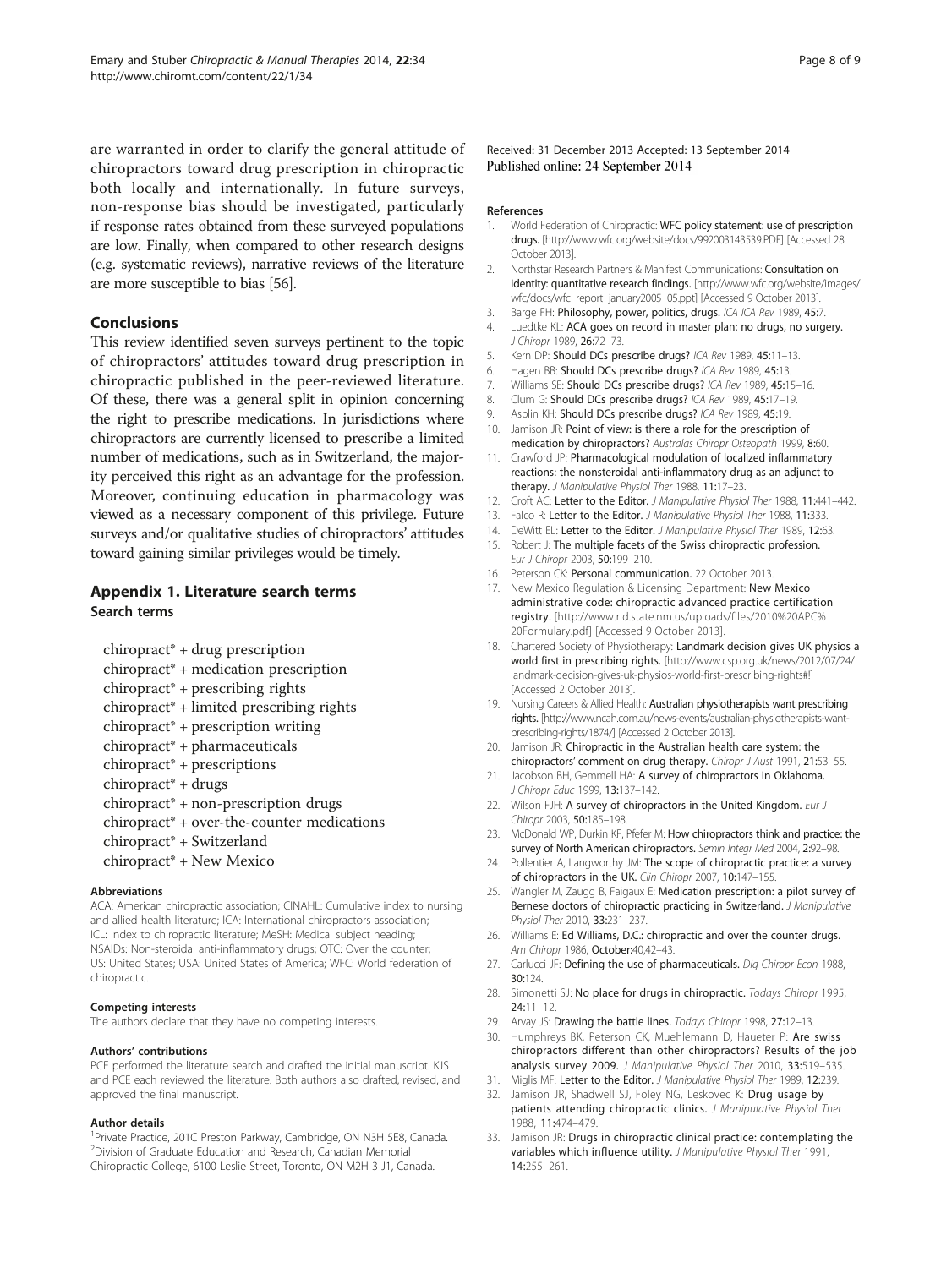are warranted in order to clarify the general attitude of chiropractors toward drug prescription in chiropractic both locally and internationally. In future surveys, non-response bias should be investigated, particularly if response rates obtained from these surveyed populations are low. Finally, when compared to other research designs (e.g. systematic reviews), narrative reviews of the literature are more susceptible to bias [56].

## Conclusions

This review identified seven surveys pertinent to the topic of chiropractors' attitudes toward drug prescription in chiropractic published in the peer-reviewed literature. Of these, there was a general split in opinion concerning the right to prescribe medications. In jurisdictions where chiropractors are currently licensed to prescribe a limited number of medications, such as in Switzerland, the majority perceived this right as an advantage for the profession. Moreover, continuing education in pharmacology was viewed as a necessary component of this privilege. Future surveys and/or qualitative studies of chiropractors' attitudes toward gaining similar privileges would be timely.

## Appendix 1. Literature search terms

### Search terms

chiropract* + drug prescription
chiropract* + medication prescription
chiropract* + prescribing rights
chiropract* + limited prescribing rights
chiropract* + prescription writing
chiropract* + pharmaceuticals
chiropract* + prescriptions
chiropract* + drugs
chiropract* + non-prescription drugs
chiropract* + over-the-counter medications
chiropract* + Switzerland
chiropract* + New Mexico

#### Abbreviations

ACA: American chiropractic association; CINAHL: Cumulative index to nursing and allied health literature; ICA: International chiropractors association; ICL: Index to chiropractic literature; MeSH: Medical subject heading; NSAIDs: Non-steroidal anti-inflammatory drugs; OTC: Over the counter; US: United States; USA: United States of America; WFC: World federation of chiropractic.

#### Competing interests

The authors declare that they have no competing interests.

#### Authors' contributions

PCE performed the literature search and drafted the initial manuscript. KJS and PCE each reviewed the literature. Both authors also drafted, revised, and approved the final manuscript.

#### Author details

[1]Private Practice, 201C Preston Parkway, Cambridge, ON N3H 5E8, Canada. [2]Division of Graduate Education and Research, Canadian Memorial Chiropractic College, 6100 Leslie Street, Toronto, ON M2H 3 J1, Canada.

Received: 31 December 2013 Accepted: 13 September 2014
Published online: 24 September 2014

#### References

1. World Federation of Chiropractic: **WFC policy statement: use of prescription drugs.** [http://www.wfc.org/website/docs/992003143539.PDF] [Accessed 28 October 2013].
2. Northstar Research Partners & Manifest Communications: **Consultation on identity: quantitative research findings.** [http://www.wfc.org/website/images/wfc/docs/wfc_report_january2005_05.ppt] [Accessed 9 October 2013].
3. Barge FH: **Philosophy, power, politics, drugs.** *ICA ICA Rev* 1989, **45:**7.
4. Luedtke KL: **ACA goes on record in master plan: no drugs, no surgery.** *J Chiropr* 1989, **26:**72–73.
5. Kern DP: **Should DCs prescribe drugs?** *ICA Rev* 1989, **45:**11–13.
6. Hagen BB: **Should DCs prescribe drugs?** *ICA Rev* 1989, **45:**13.
7. Williams SE: **Should DCs prescribe drugs?** *ICA Rev* 1989, **45:**15–16.
8. Clum G: **Should DCs prescribe drugs?** *ICA Rev* 1989, **45:**17–19.
9. Asplin KH: **Should DCs prescribe drugs?** *ICA Rev* 1989, **45:**19.
10. Jamison JR: **Point of view: is there a role for the prescription of medication by chiropractors?** *Australas Chiropr Osteopath* 1999, **8:**60.
11. Crawford JP: **Pharmacological modulation of localized inflammatory reactions: the nonsteroidal anti-inflammatory drug as an adjunct to therapy.** *J Manipulative Physiol Ther* 1988, **11:**17–23.
12. Croft AC: **Letter to the Editor.** *J Manipulative Physiol Ther* 1988, **11:**441–442.
13. Falco R: **Letter to the Editor.** *J Manipulative Physiol Ther* 1988, **11:**333.
14. DeWitt EL: **Letter to the Editor.** *J Manipulative Physiol Ther* 1989, **12:**63.
15. Robert J: **The multiple facets of the Swiss chiropractic profession.** *Eur J Chiropr* 2003, **50:**199–210.
16. Peterson CK: **Personal communication.** 22 October 2013.
17. New Mexico Regulation & Licensing Department: **New Mexico administrative code: chiropractic advanced practice certification registry.** [http://www.rld.state.nm.us/uploads/files/2010%20APC%20Formulary.pdf] [Accessed 9 October 2013].
18. Chartered Society of Physiotherapy: **Landmark decision gives UK physios a world first in prescribing rights.** [http://www.csp.org.uk/news/2012/07/24/landmark-decision-gives-uk-physios-world-first-prescribing-rights#!] [Accessed 2 October 2013].
19. Nursing Careers & Allied Health: **Australian physiotherapists want prescribing rights.** [http://www.ncah.com.au/news-events/australian-physiotherapists-want-prescribing-rights/1874/] [Accessed 2 October 2013].
20. Jamison JR: **Chiropractic in the Australian health care system: the chiropractors' comment on drug therapy.** *Chiropr J Aust* 1991, **21:**53–55.
21. Jacobson BH, Gemmell HA: **A survey of chiropractors in Oklahoma.** *J Chiropr Educ* 1999, **13:**137–142.
22. Wilson FJH: **A survey of chiropractors in the United Kingdom.** *Eur J Chiropr* 2003, **50:**185–198.
23. McDonald WP, Durkin KF, Pfefer M: **How chiropractors think and practice: the survey of North American chiropractors.** *Semin Integr Med* 2004, **2:**92–98.
24. Pollentier A, Langworthy JM: **The scope of chiropractic practice: a survey of chiropractors in the UK.** *Clin Chiropr* 2007, **10:**147–155.
25. Wangler M, Zaugg B, Faigaux E: **Medication prescription: a pilot survey of Bernese doctors of chiropractic practicing in Switzerland.** *J Manipulative Physiol Ther* 2010, **33:**231–237.
26. Williams E: **Ed Williams, D.C.: chiropractic and over the counter drugs.** *Am Chiropr* 1986, **October:**40,42–43.
27. Carlucci JF: **Defining the use of pharmaceuticals.** *Dig Chiropr Econ* 1988, **30:**124.
28. Simonetti SJ: **No place for drugs in chiropractic.** *Todays Chiropr* 1995, **24:**11–12.
29. Arvay JS: **Drawing the battle lines.** *Todays Chiropr* 1998, **27:**12–13.
30. Humphreys BK, Peterson CK, Muehlemann D, Haueter P: **Are swiss chiropractors different than other chiropractors? Results of the job analysis survey 2009.** *J Manipulative Physiol Ther* 2010, **33:**519–535.
31. Miglis MF: **Letter to the Editor.** *J Manipulative Physiol Ther* 1989, **12:**239.
32. Jamison JR, Shadwell SJ, Foley NG, Leskovec K: **Drug usage by patients attending chiropractic clinics.** *J Manipulative Physiol Ther* 1988, **11:**474–479.
33. Jamison JR: **Drugs in chiropractic clinical practice: contemplating the variables which influence utility.** *J Manipulative Physiol Ther* 1991, **14:**255–261.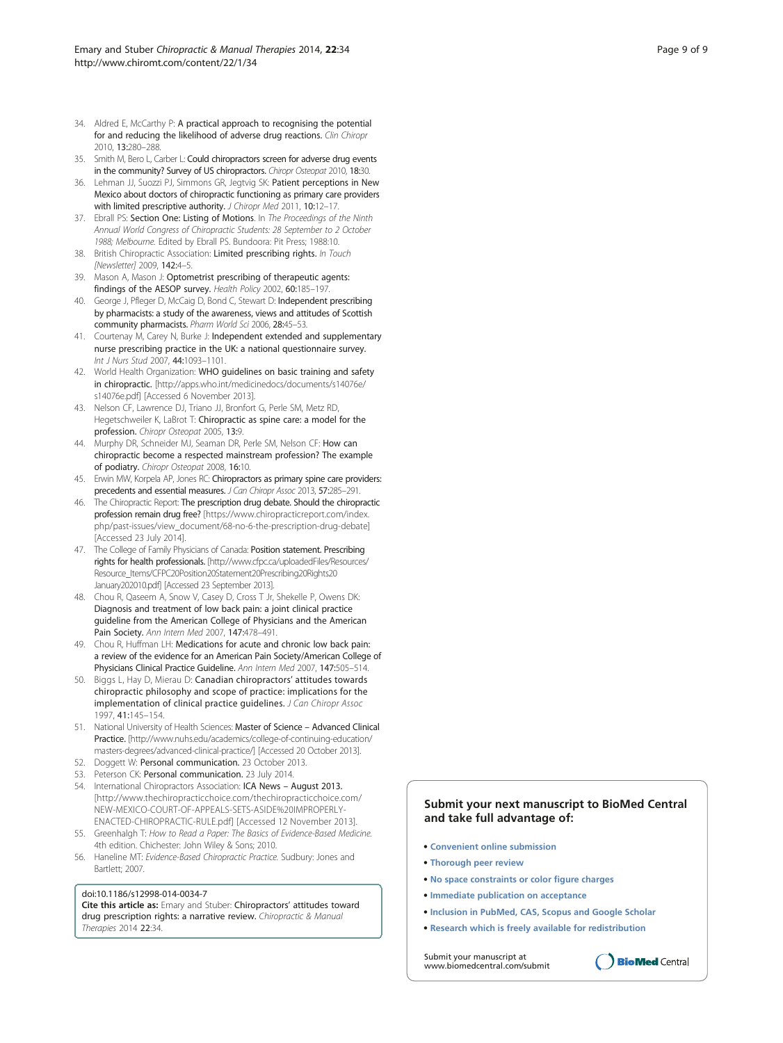34. Aldred E, McCarthy P: A practical approach to recognising the potential for and reducing the likelihood of adverse drug reactions. *Clin Chiropr* 2010, **13:**280–288.
35. Smith M, Bero L, Carber L: Could chiropractors screen for adverse drug events in the community? Survey of US chiropractors. *Chiropr Osteopat* 2010, **18:**30.
36. Lehman JJ, Suozzi PJ, Simmons GR, Jegtvig SK: Patient perceptions in New Mexico about doctors of chiropractic functioning as primary care providers with limited prescriptive authority. *J Chiropr Med* 2011, **10:**12–17.
37. Ebrall PS: Section One: Listing of Motions. In *The Proceedings of the Ninth Annual World Congress of Chiropractic Students: 28 September to 2 October 1988; Melbourne.* Edited by Ebrall PS. Bundoora: Pit Press; 1988:10.
38. British Chiropractic Association: Limited prescribing rights. *In Touch [Newsletter]* 2009, **142:**4–5.
39. Mason A, Mason J: Optometrist prescribing of therapeutic agents: findings of the AESOP survey. *Health Policy* 2002, **60:**185–197.
40. George J, Pfleger D, McCaig D, Bond C, Stewart D: Independent prescribing by pharmacists: a study of the awareness, views and attitudes of Scottish community pharmacists. *Pharm World Sci* 2006, **28:**45–53.
41. Courtenay M, Carey N, Burke J: Independent extended and supplementary nurse prescribing practice in the UK: a national questionnaire survey. *Int J Nurs Stud* 2007, **44:**1093–1101.
42. World Health Organization: WHO guidelines on basic training and safety in chiropractic. [http://apps.who.int/medicinedocs/documents/s14076e/s14076e.pdf] [Accessed 6 November 2013].
43. Nelson CF, Lawrence DJ, Triano JJ, Bronfort G, Perle SM, Metz RD, Hegetschweiler K, LaBrot T: Chiropractic as spine care: a model for the profession. *Chiropr Osteopat* 2005, **13:**9.
44. Murphy DR, Schneider MJ, Seaman DR, Perle SM, Nelson CF: How can chiropractic become a respected mainstream profession? The example of podiatry. *Chiropr Osteopat* 2008, **16:**10.
45. Erwin MW, Korpela AP, Jones RC: Chiropractors as primary spine care providers: precedents and essential measures. *J Can Chiropr Assoc* 2013, **57:**285–291.
46. The Chiropractic Report: The prescription drug debate. Should the chiropractic profession remain drug free? [https://www.chiropracticreport.com/index.php/past-issues/view_document/68-no-6-the-prescription-drug-debate] [Accessed 23 July 2014].
47. The College of Family Physicians of Canada: Position statement. Prescribing rights for health professionals. [http://www.cfpc.ca/uploadedFiles/Resources/Resource_Items/CFPC20Position20Statement20Prescribing20Rights20January202010.pdf] [Accessed 23 September 2013].
48. Chou R, Qaseem A, Snow V, Casey D, Cross T Jr, Shekelle P, Owens DK: Diagnosis and treatment of low back pain: a joint clinical practice guideline from the American College of Physicians and the American Pain Society. *Ann Intern Med* 2007, **147:**478–491.
49. Chou R, Huffman LH: Medications for acute and chronic low back pain: a review of the evidence for an American Pain Society/American College of Physicians Clinical Practice Guideline. *Ann Intern Med* 2007, **147:**505–514.
50. Biggs L, Hay D, Mierau D: Canadian chiropractors' attitudes towards chiropractic philosophy and scope of practice: implications for the implementation of clinical practice guidelines. *J Can Chiropr Assoc* 1997, **41:**145–154.
51. National University of Health Sciences: Master of Science – Advanced Clinical Practice. [http://www.nuhs.edu/academics/college-of-continuing-education/masters-degrees/advanced-clinical-practice/] [Accessed 20 October 2013].
52. Doggett W: Personal communication. 23 October 2013.
53. Peterson CK: Personal communication. 23 July 2014.
54. International Chiropractors Association: ICA News – August 2013. [http://www.thechiropracticchoice.com/thechiropracticchoice.com/NEW-MEXICO-COURT-OF-APPEALS-SETS-ASIDE%20IMPROPERLY-ENACTED-CHIROPRACTIC-RULE.pdf] [Accessed 12 November 2013].
55. Greenhalgh T: *How to Read a Paper: The Basics of Evidence-Based Medicine.* 4th edition. Chichester: John Wiley & Sons; 2010.
56. Haneline MT: *Evidence-Based Chiropractic Practice.* Sudbury: Jones and Bartlett; 2007.

doi:10.1186/s12998-014-0034-7

**Cite this article as:** Emary and Stuber: Chiropractors' attitudes toward drug prescription rights: a narrative review. *Chiropractic & Manual Therapies* 2014 **22**:34.

**Submit your next manuscript to BioMed Central and take full advantage of:**

- **Convenient online submission**
- **Thorough peer review**
- **No space constraints or color figure charges**
- **Immediate publication on acceptance**
- **Inclusion in PubMed, CAS, Scopus and Google Scholar**
- **Research which is freely available for redistribution**

Submit your manuscript at www.biomedcentral.com/submit

BioMed Central